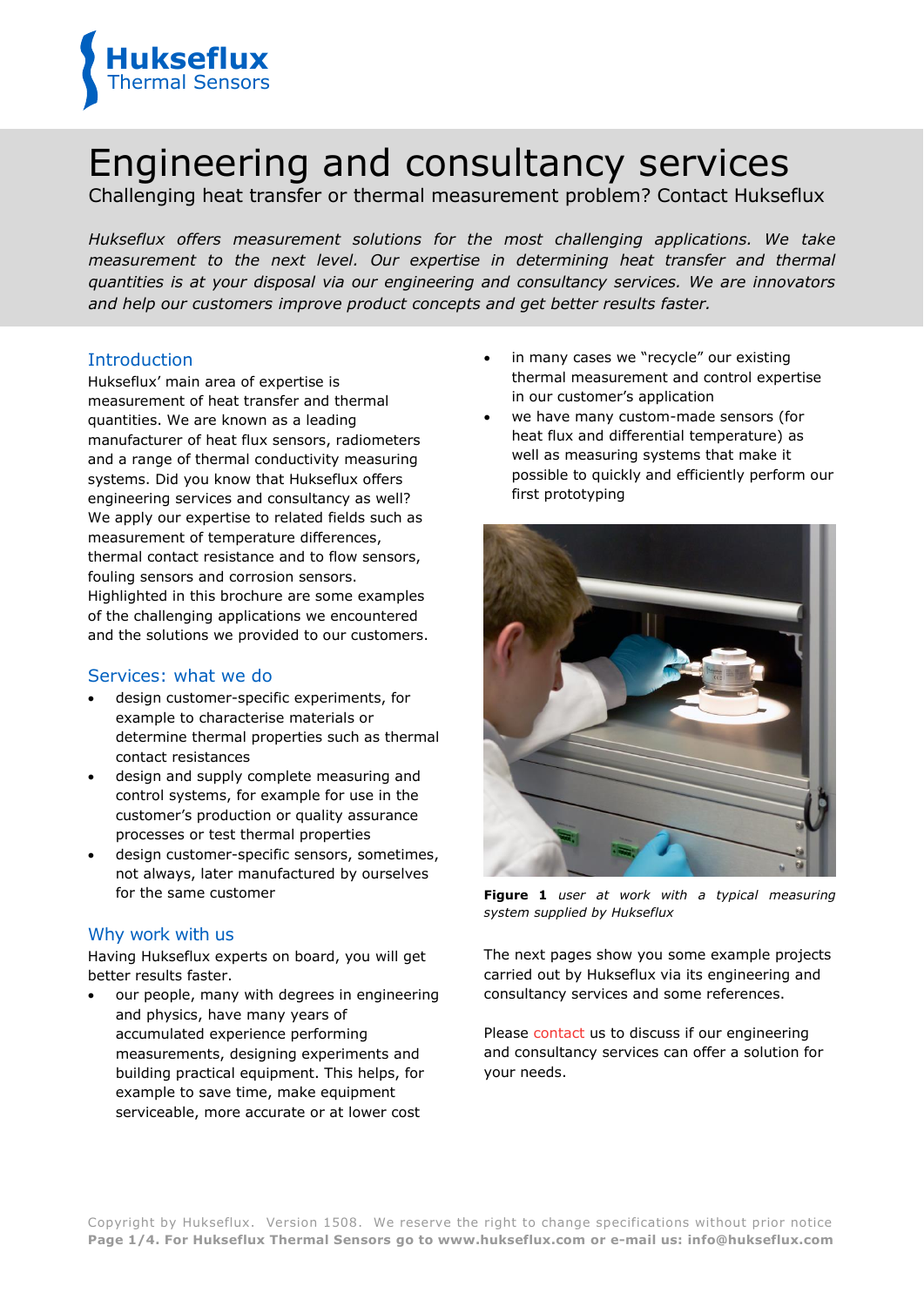# Engineering and consultancy services

Challenging heat transfer or thermal measurement problem? Contact Hukseflux

*Hukseflux offers measurement solutions for the most challenging applications. We take measurement to the next level. Our expertise in determining heat transfer and thermal quantities is at your disposal via our engineering and consultancy services. We are innovators and help our customers improve product concepts and get better results faster.*

## Introduction

Hukseflux' main area of expertise is measurement of heat transfer and thermal quantities. We are known as a leading manufacturer of heat flux sensors, radiometers and a range of thermal conductivity measuring systems. Did you know that Hukseflux offers engineering services and consultancy as well? We apply our expertise to related fields such as measurement of temperature differences, thermal contact resistance and to flow sensors, fouling sensors and corrosion sensors. Highlighted in this brochure are some examples of the challenging applications we encountered and the solutions we provided to our customers.

## Services: what we do

- design customer-specific experiments, for example to characterise materials or determine thermal properties such as thermal contact resistances
- design and supply complete measuring and control systems, for example for use in the customer's production or quality assurance processes or test thermal properties
- design customer-specific sensors, sometimes, not always, later manufactured by ourselves for the same customer

## Why work with us

Having Hukseflux experts on board, you will get better results faster.

- our people, many with degrees in engineering and physics, have many years of accumulated experience performing measurements, designing experiments and building practical equipment. This helps, for example to save time, make equipment serviceable, more accurate or at lower cost
- in many cases we "recycle" our existing thermal measurement and control expertise in our customer's application
- we have many custom-made sensors (for heat flux and differential temperature) as well as measuring systems that make it possible to quickly and efficiently perform our first prototyping

**Figure 1** *user at work with a typical measuring system supplied by Hukseflux*

The next pages show you some example projects carried out by Hukseflux via its engineering and consultancy services and some references.

Please contact us to discuss if our engineering and consultancy services can offer a solution for your needs.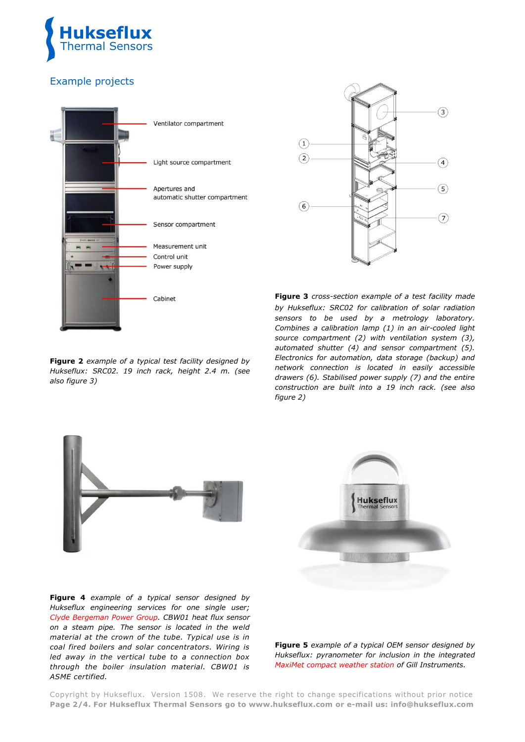## Example projects

Ventilator compartment

Light source compartment

Apertures and automatic shutter compartment

Sensor compartment

Measurement unit

Control unit

Power supply

Cabinet

**Figure 2** *example of a typical test facility designed by Hukseflux: SRC02. 19 inch rack, height 2.4 m. (see also figure 3)*

**Figure 3** *cross-section example of a test facility made by Hukseflux: SRC02 for calibration of solar radiation sensors to be used by a metrology laboratory. Combines a calibration lamp (1) in an air-cooled light source compartment (2) with ventilation system (3), automated shutter (4) and sensor compartment (5). Electronics for automation, data storage (backup) and network connection is located in easily accessible drawers (6). Stabilised power supply (7) and the entire construction are built into a 19 inch rack. (see also figure 2)*

**Figure 4** *example of a typical sensor designed by Hukseflux engineering services for one single user; Clyde Bergeman Power Group. CBW01 heat flux sensor on a steam pipe. The sensor is located in the weld material at the crown of the tube. Typical use is in coal fired boilers and solar concentrators. Wiring is led away in the vertical tube to a connection box through the boiler insulation material. CBW01 is ASME certified.*

**Figure 5** *example of a typical OEM sensor designed by Hukseflux: pyranometer for inclusion in the integrated MaxiMet compact weather station of Gill Instruments.*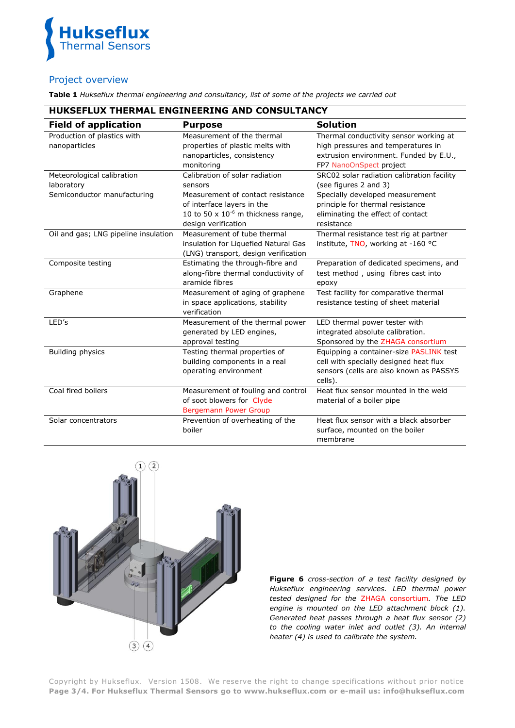## Project overview

**Table 1** *Hukseflux thermal engineering and consultancy, list of some of the projects we carried out*

| **HUKSEFLUX THERMAL ENGINEERING AND CONSULTANCY** | | |
|---|---|---|
| **Field of application** | **Purpose** | **Solution** |
| Production of plastics with nanoparticles | Measurement of the thermal properties of plastic melts with nanoparticles, consistency monitoring | Thermal conductivity sensor working at high pressures and temperatures in extrusion environment. Funded by E.U., FP7 NanoOnSpect project |
| Meteorological calibration laboratory | Calibration of solar radiation sensors | SRC02 solar radiation calibration facility (see figures 2 and 3) |
| Semiconductor manufacturing | Measurement of contact resistance of interface layers in the 10 to 50 x $10^{-6}$ m thickness range, design verification | Specially developed measurement principle for thermal resistance eliminating the effect of contact resistance |
| Oil and gas; LNG pipeline insulation | Measurement of tube thermal insulation for Liquefied Natural Gas (LNG) transport, design verification | Thermal resistance test rig at partner institute, TNO, working at -160 °C |
| Composite testing | Estimating the through-fibre and along-fibre thermal conductivity of aramide fibres | Preparation of dedicated specimens, and test method , using fibres cast into epoxy |
| Graphene | Measurement of aging of graphene in space applications, stability verification | Test facility for comparative thermal resistance testing of sheet material |
| LED's | Measurement of the thermal power generated by LED engines, approval testing | LED thermal power tester with integrated absolute calibration. Sponsored by the ZHAGA consortium |
| Building physics | Testing thermal properties of building components in a real operating environment | Equipping a container-size PASLINK test cell with specially designed heat flux sensors (cells are also known as PASSYS cells). |
| Coal fired boilers | Measurement of fouling and control of soot blowers for Clyde Bergemann Power Group | Heat flux sensor mounted in the weld material of a boiler pipe |
| Solar concentrators | Prevention of overheating of the boiler | Heat flux sensor with a black absorber surface, mounted on the boiler membrane |

**Figure 6** *cross-section of a test facility designed by Hukseflux engineering services. LED thermal power tested designed for the ZHAGA consortium. The LED engine is mounted on the LED attachment block (1). Generated heat passes through a heat flux sensor (2) to the cooling water inlet and outlet (3). An internal heater (4) is used to calibrate the system.*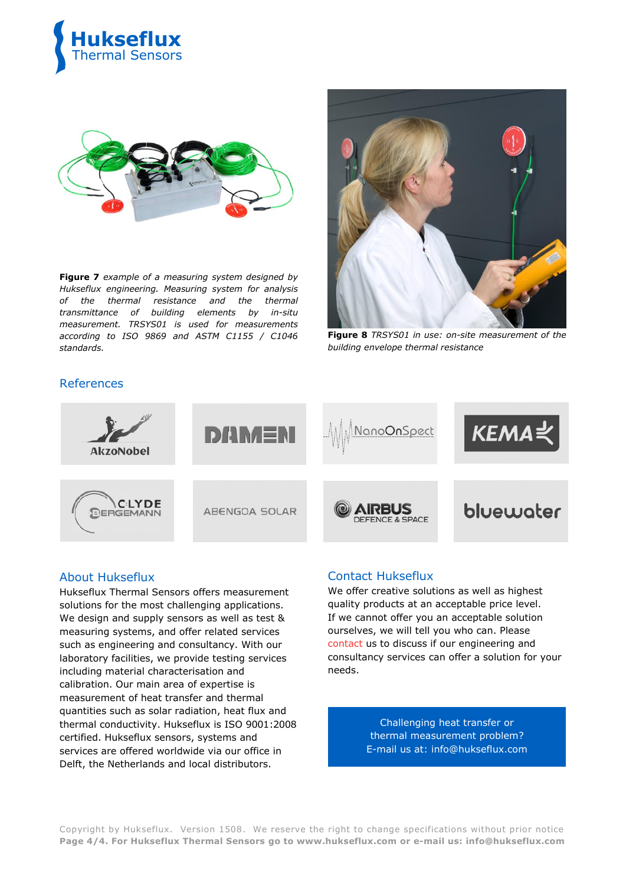**Figure 7** *example of a measuring system designed by Hukseflux engineering. Measuring system for analysis of the thermal resistance and the thermal transmittance of building elements by in-situ measurement. TRSYS01 is used for measurements according to ISO 9869 and ASTM C1155 / C1046 standards.*

**Figure 8** *TRSYS01 in use: on-site measurement of the building envelope thermal resistance*

## References

AkzoNobel

DAMEN

NanoOnSpect

KEMA

CLYDE BERGEMANN

ABENGOA SOLAR

AIRBUS DEFENCE & SPACE

bluewater

## About Hukseflux

Hukseflux Thermal Sensors offers measurement solutions for the most challenging applications. We design and supply sensors as well as test & measuring systems, and offer related services such as engineering and consultancy. With our laboratory facilities, we provide testing services including material characterisation and calibration. Our main area of expertise is measurement of heat transfer and thermal quantities such as solar radiation, heat flux and thermal conductivity. Hukseflux is ISO 9001:2008 certified. Hukseflux sensors, systems and services are offered worldwide via our office in Delft, the Netherlands and local distributors.

## Contact Hukseflux

We offer creative solutions as well as highest quality products at an acceptable price level. If we cannot offer you an acceptable solution ourselves, we will tell you who can. Please contact us to discuss if our engineering and consultancy services can offer a solution for your needs.

Challenging heat transfer or thermal measurement problem?
E-mail us at: info@hukseflux.com

Copyright by Hukseflux. Version 1508. We reserve the right to change specifications without prior notice